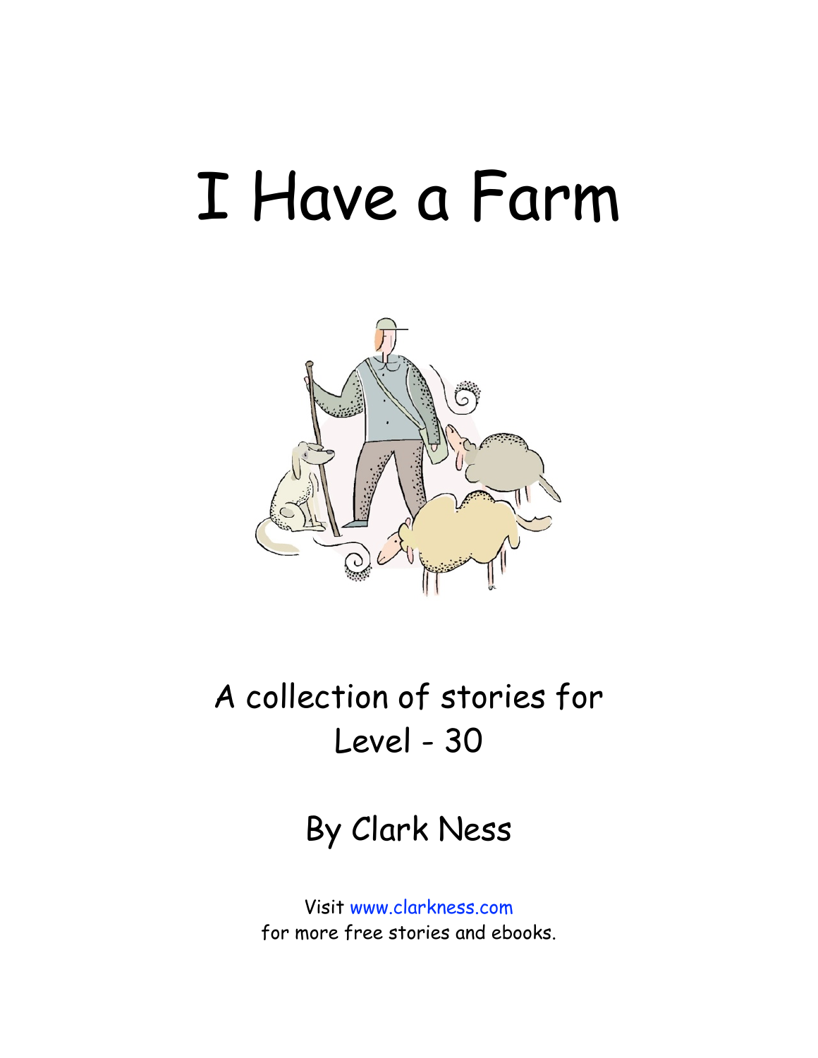# I Have a Farm

A collection of stories for
Level - 30

By Clark Ness

Visit www.clarkness.com
for more free stories and ebooks.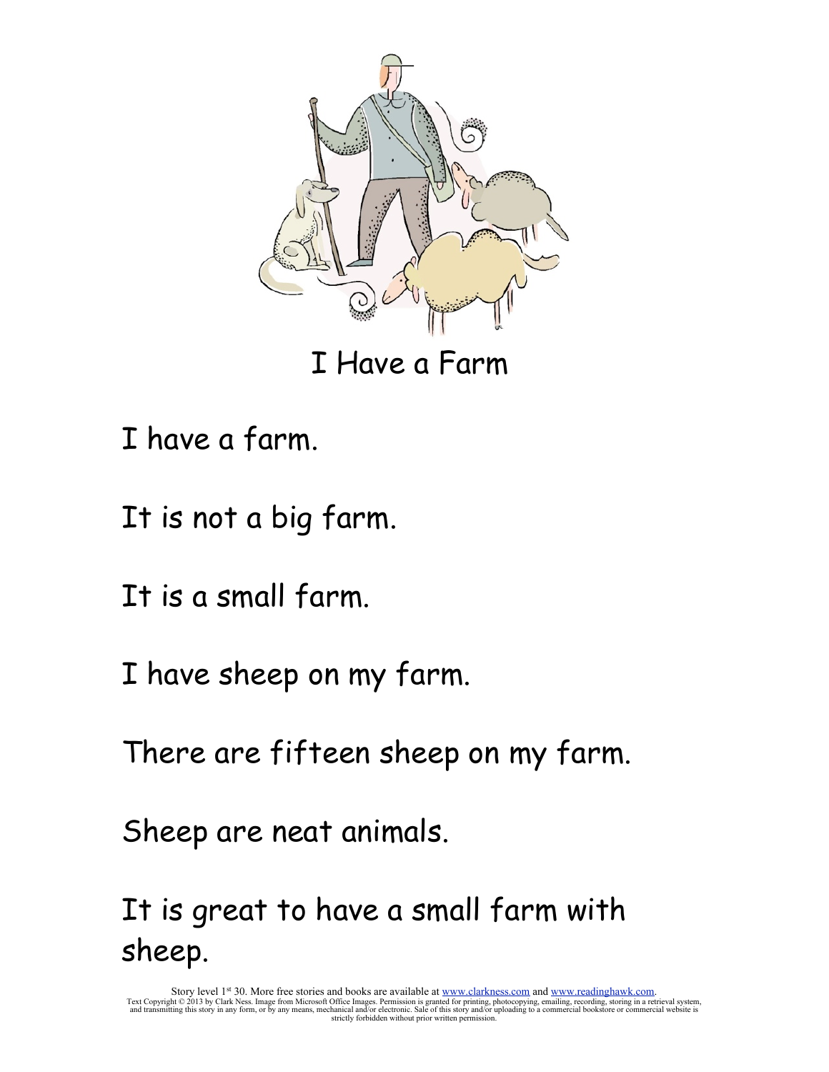# I Have a Farm

I have a farm.

It is not a big farm.

It is a small farm.

I have sheep on my farm.

There are fifteen sheep on my farm.

Sheep are neat animals.

It is great to have a small farm with sheep.

Story level 1st 30. More free stories and books are available at www.clarkness.com and www.readinghawk.com.
Text Copyright © 2013 by Clark Ness. Image from Microsoft Office Images. Permission is granted for printing, photocopying, emailing, recording, storing in a retrieval system, and transmitting this story in any form, or by any means, mechanical and/or electronic. Sale of this story and/or uploading to a commercial bookstore or commercial website is strictly forbidden without prior written permission.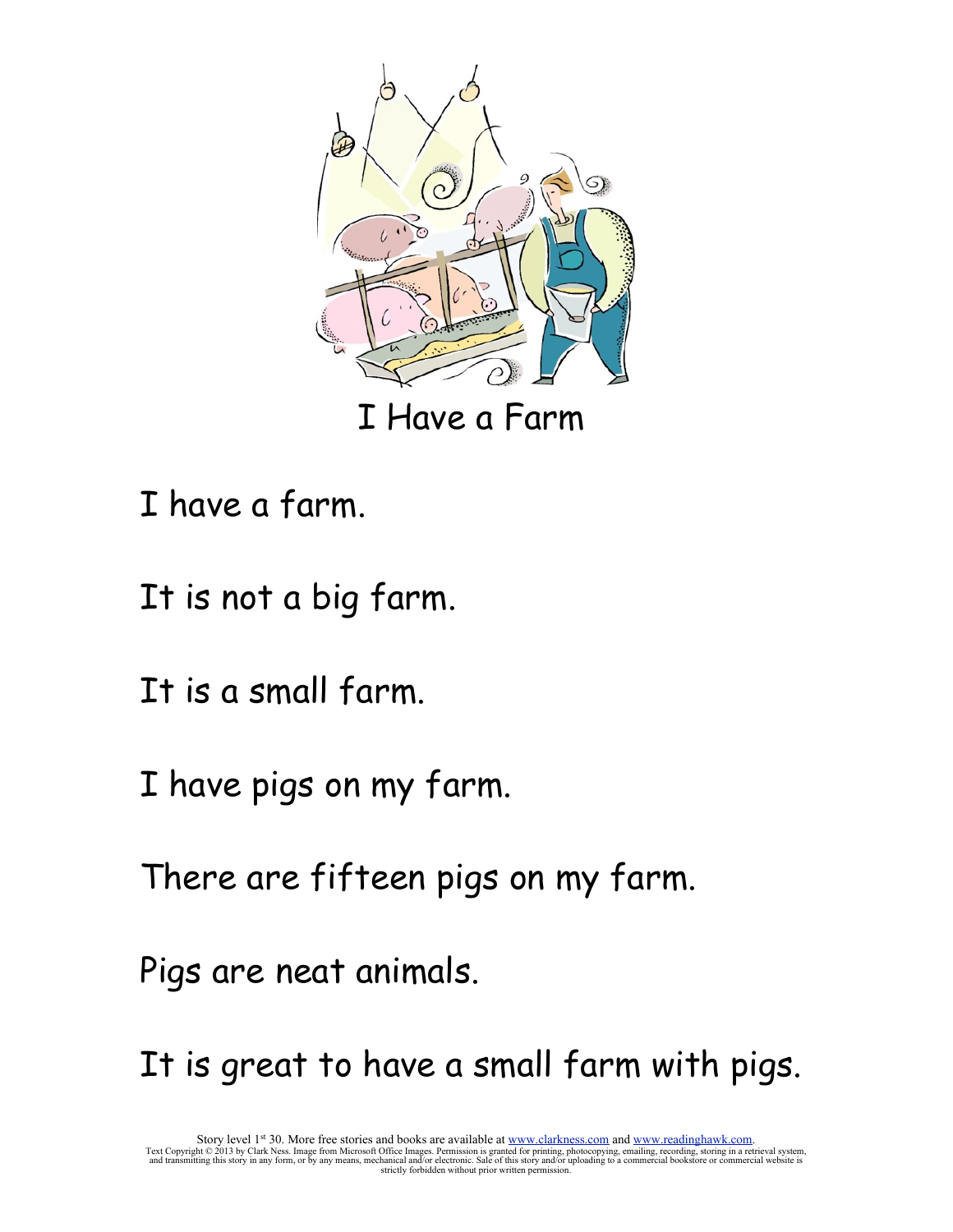# I Have a Farm

I have a farm.

It is not a big farm.

It is a small farm.

I have pigs on my farm.

There are fifteen pigs on my farm.

Pigs are neat animals.

It is great to have a small farm with pigs.

Story level 1st 30. More free stories and books are available at www.clarkness.com and www.readinghawk.com.
Text Copyright © 2013 by Clark Ness. Image from Microsoft Office Images. Permission is granted for printing, photocopying, emailing, recording, storing in a retrieval system, and transmitting this story in any form, or by any means, mechanical and/or electronic. Sale of this story and/or uploading to a commercial bookstore or commercial website is strictly forbidden without prior written permission.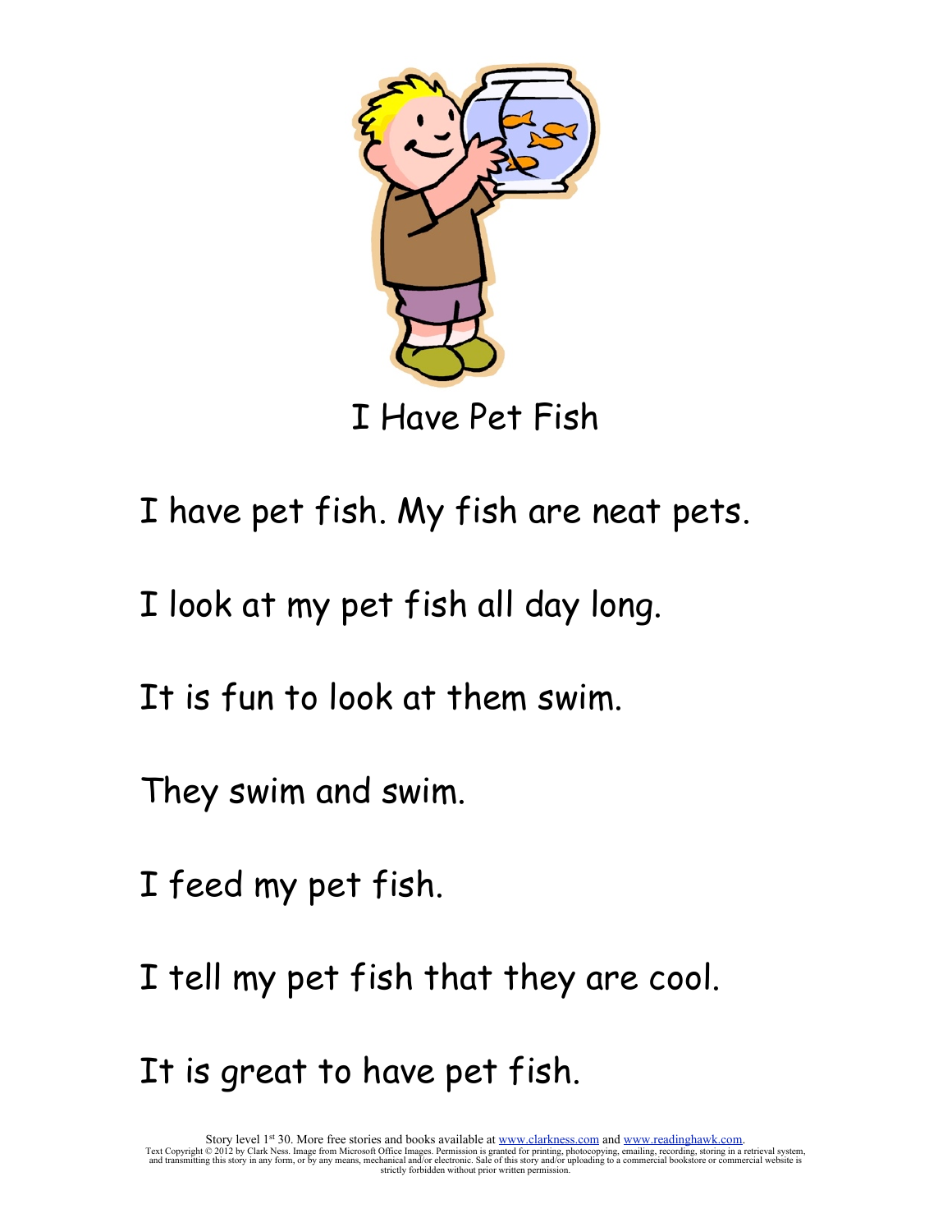# I Have Pet Fish

I have pet fish. My fish are neat pets.

I look at my pet fish all day long.

It is fun to look at them swim.

They swim and swim.

I feed my pet fish.

I tell my pet fish that they are cool.

It is great to have pet fish.

Story level 1st 30. More free stories and books available at www.clarkness.com and www.readinghawk.com.
Text Copyright © 2012 by Clark Ness. Image from Microsoft Office Images. Permission is granted for printing, photocopying, emailing, recording, storing in a retrieval system, and transmitting this story in any form, or by any means, mechanical and/or electronic. Sale of this story and/or uploading to a commercial bookstore or commercial website is strictly forbidden without prior written permission.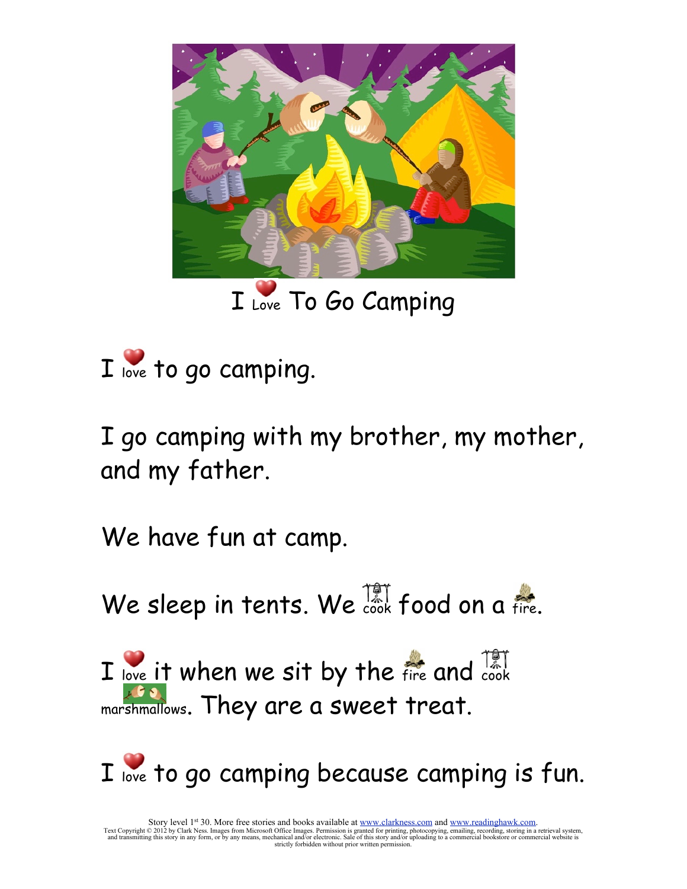# I Love To Go Camping

I love to go camping.

I go camping with my brother, my mother, and my father.

We have fun at camp.

We sleep in tents. We cook food on a fire.

I love it when we sit by the fire and cook marshmallows. They are a sweet treat.

I love to go camping because camping is fun.

Story level 1st 30. More free stories and books available at www.clarkness.com and www.readinghawk.com.
Text Copyright © 2012 by Clark Ness. Images from Microsoft Office Images. Permission is granted for printing, photocopying, emailing, recording, storing in a retrieval system, and transmitting this story in any form, or by any means, mechanical and/or electronic. Sale of this story and/or uploading to a commercial bookstore or commercial website is strictly forbidden without prior written permission.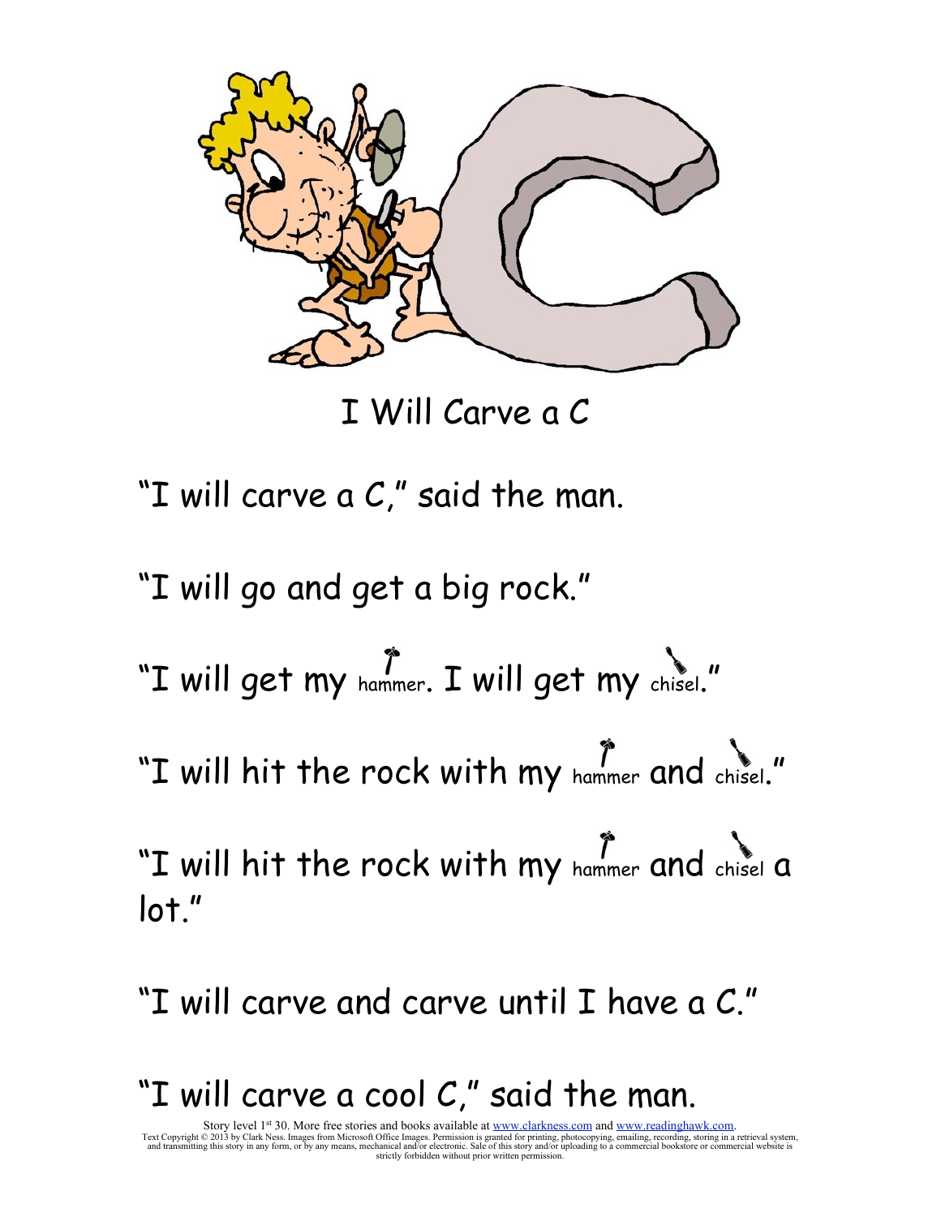# I Will Carve a C

"I will carve a C," said the man.

"I will go and get a big rock."

"I will get my hammer. I will get my chisel."

"I will hit the rock with my hammer and chisel."

"I will hit the rock with my hammer and chisel a lot."

"I will carve and carve until I have a C."

"I will carve a cool C," said the man.

Story level 1st 30. More free stories and books available at www.clarkness.com and www.readinghawk.com.
Text Copyright © 2013 by Clark Ness. Images from Microsoft Office Images. Permission is granted for printing, photocopying, emailing, recording, storing in a retrieval system, and transmitting this story in any form, or by any means, mechanical and/or electronic. Sale of this story and/or uploading to a commercial bookstore or commercial website is strictly forbidden without prior written permission.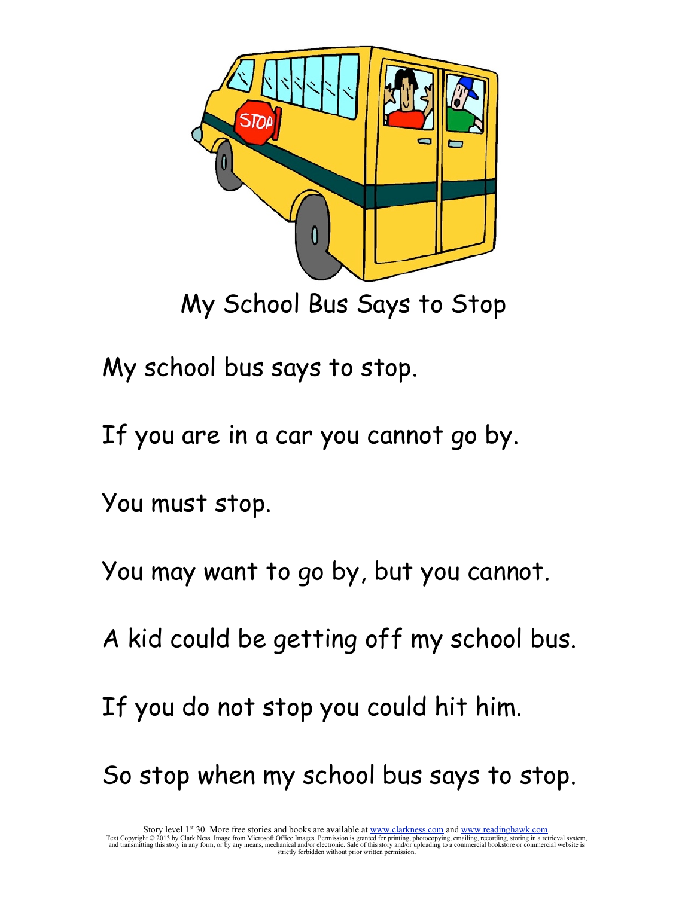# My School Bus Says to Stop

My school bus says to stop.

If you are in a car you cannot go by.

You must stop.

You may want to go by, but you cannot.

A kid could be getting off my school bus.

If you do not stop you could hit him.

So stop when my school bus says to stop.

Story level 1st 30. More free stories and books are available at www.clarkness.com and www.readinghawk.com.
Text Copyright © 2013 by Clark Ness. Image from Microsoft Office Images. Permission is granted for printing, photocopying, emailing, recording, storing in a retrieval system, and transmitting this story in any form, or by any means, mechanical and/or electronic. Sale of this story and/or uploading to a commercial bookstore or commercial website is strictly forbidden without prior written permission.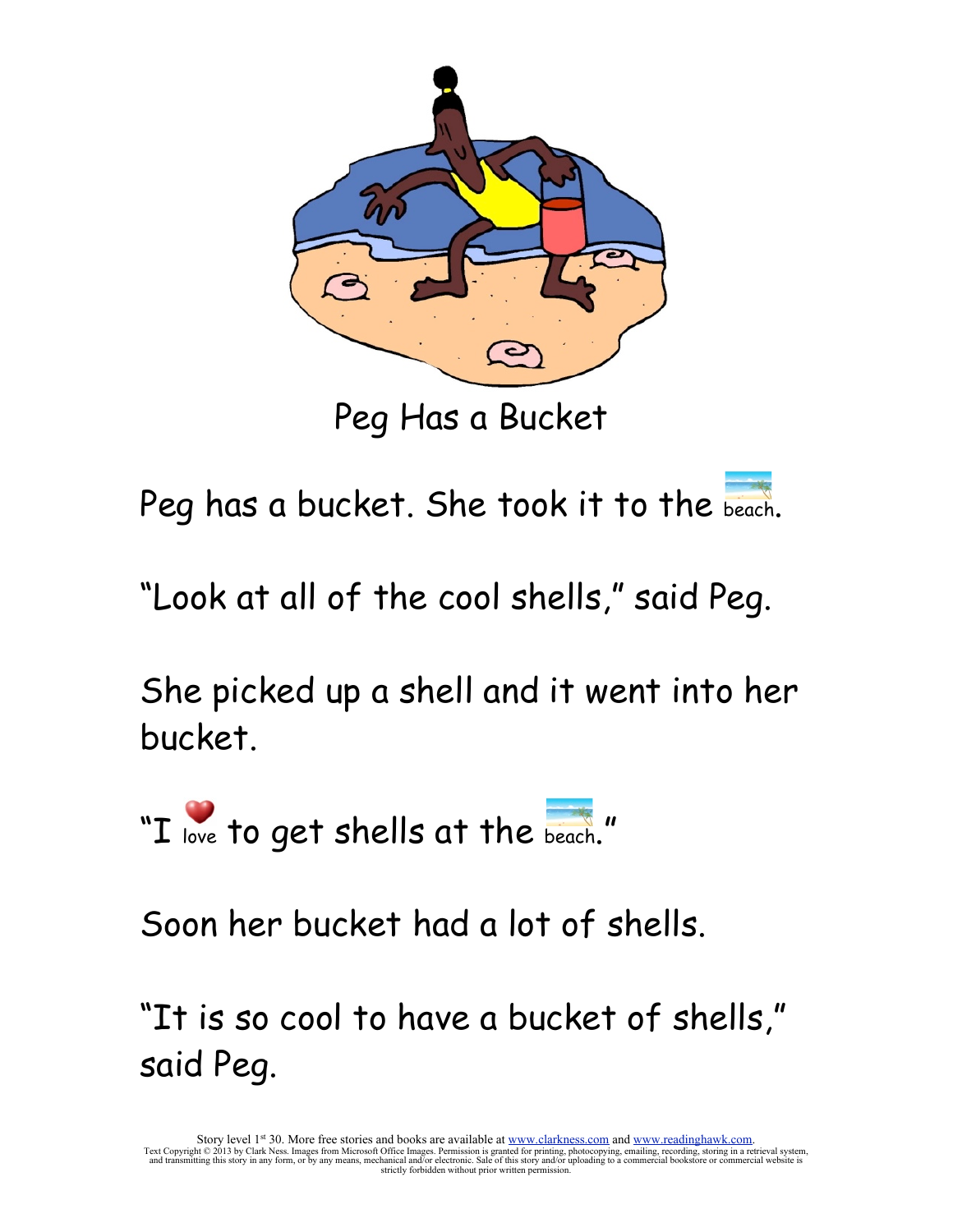# Peg Has a Bucket

Peg has a bucket. She took it to the beach.

"Look at all of the cool shells," said Peg.

She picked up a shell and it went into her bucket.

"I love to get shells at the beach."

Soon her bucket had a lot of shells.

"It is so cool to have a bucket of shells," said Peg.

Story level 1st 30. More free stories and books are available at www.clarkness.com and www.readinghawk.com.
Text Copyright © 2013 by Clark Ness. Images from Microsoft Office Images. Permission is granted for printing, photocopying, emailing, recording, storing in a retrieval system, and transmitting this story in any form, or by any means, mechanical and/or electronic. Sale of this story and/or uploading to a commercial bookstore or commercial website is strictly forbidden without prior written permission.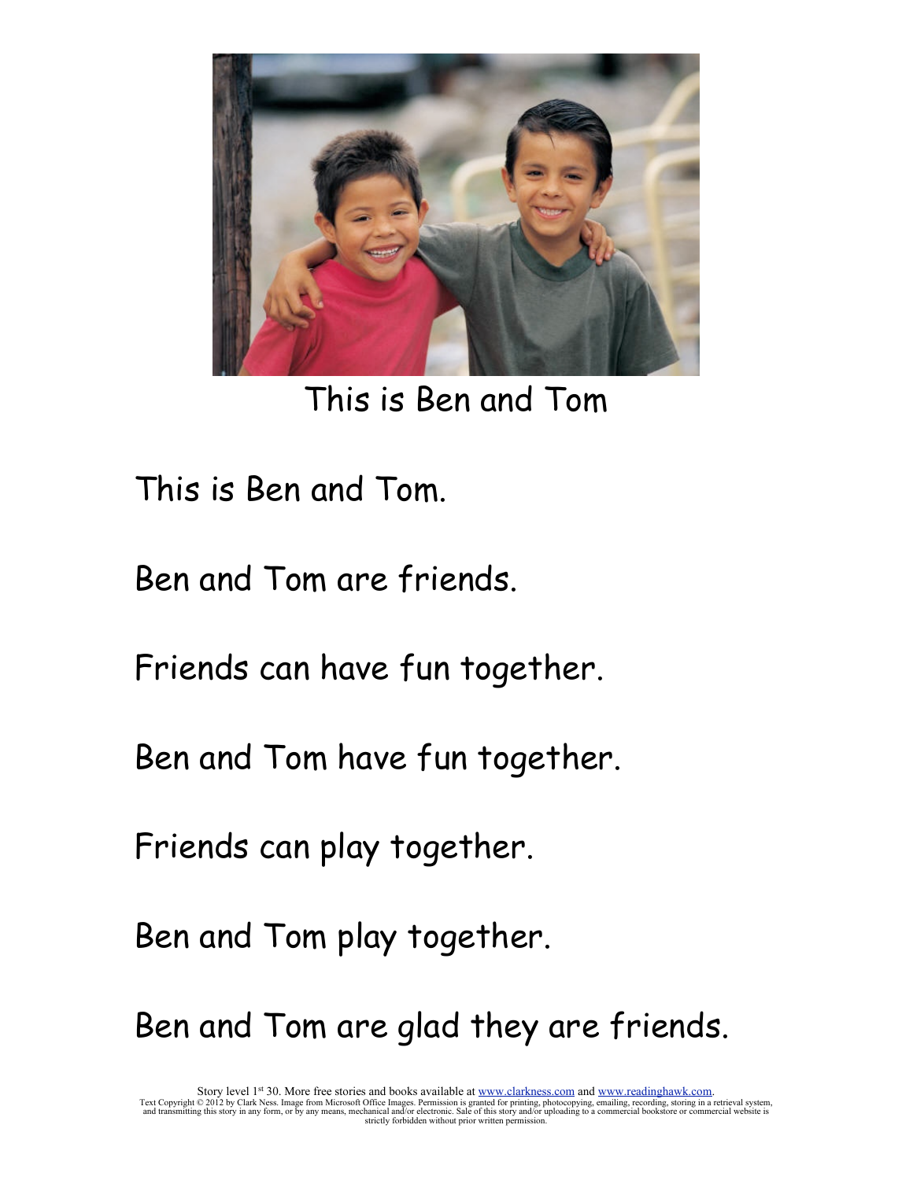This is Ben and Tom

This is Ben and Tom.

Ben and Tom are friends.

Friends can have fun together.

Ben and Tom have fun together.

Friends can play together.

Ben and Tom play together.

Ben and Tom are glad they are friends.

Story level 1st 30. More free stories and books available at www.clarkness.com and www.readinghawk.com.
Text Copyright © 2012 by Clark Ness. Image from Microsoft Office Images. Permission is granted for printing, photocopying, emailing, recording, storing in a retrieval system, and transmitting this story in any form, or by any means, mechanical and/or electronic. Sale of this story and/or uploading to a commercial bookstore or commercial website is strictly forbidden without prior written permission.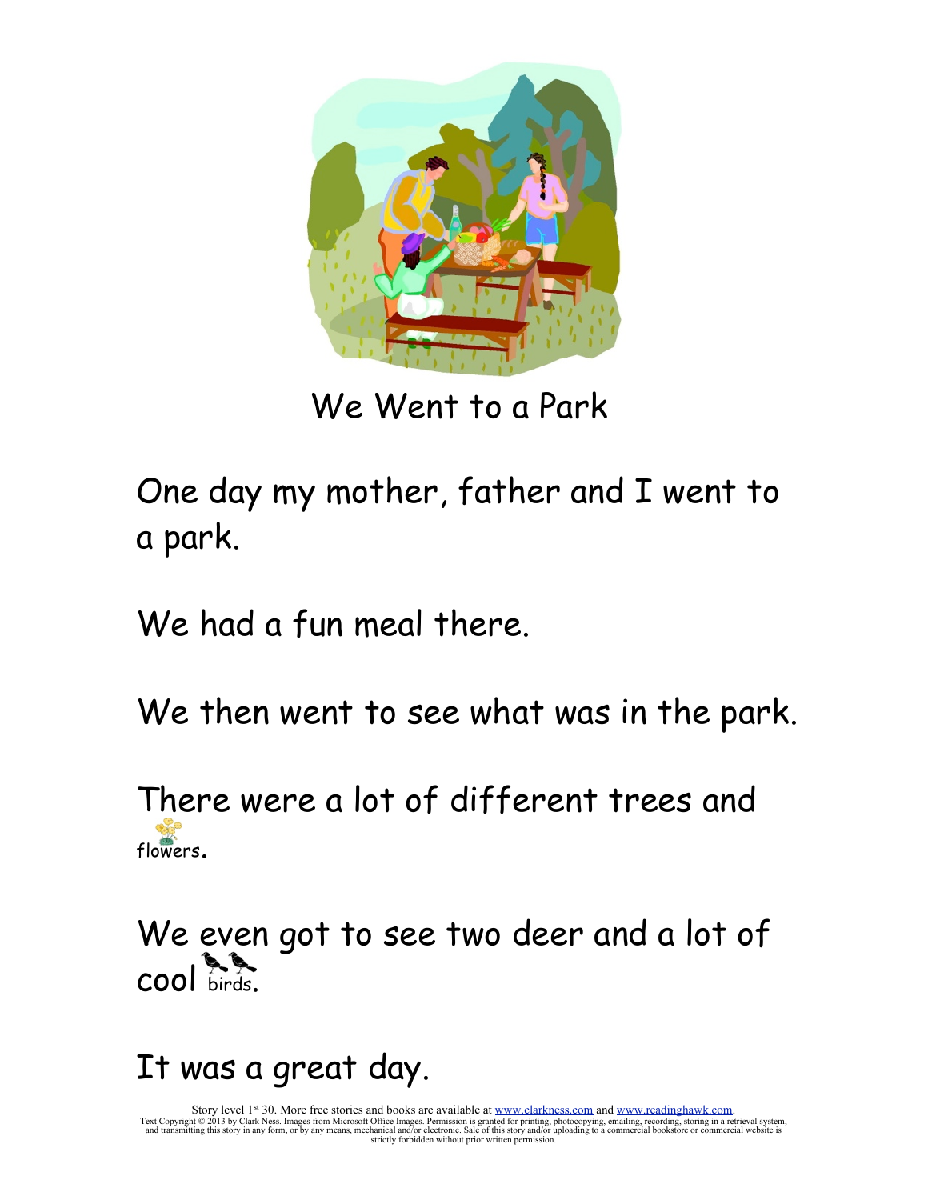# We Went to a Park

One day my mother, father and I went to a park.

We had a fun meal there.

We then went to see what was in the park.

There were a lot of different trees and flowers.

We even got to see two deer and a lot of cool birds.

It was a great day.

Story level 1st 30. More free stories and books are available at www.clarkness.com and www.readinghawk.com.
Text Copyright © 2013 by Clark Ness. Images from Microsoft Office Images. Permission is granted for printing, photocopying, emailing, recording, storing in a retrieval system, and transmitting this story in any form, or by any means, mechanical and/or electronic. Sale of this story and/or uploading to a commercial bookstore or commercial website is strictly forbidden without prior written permission.